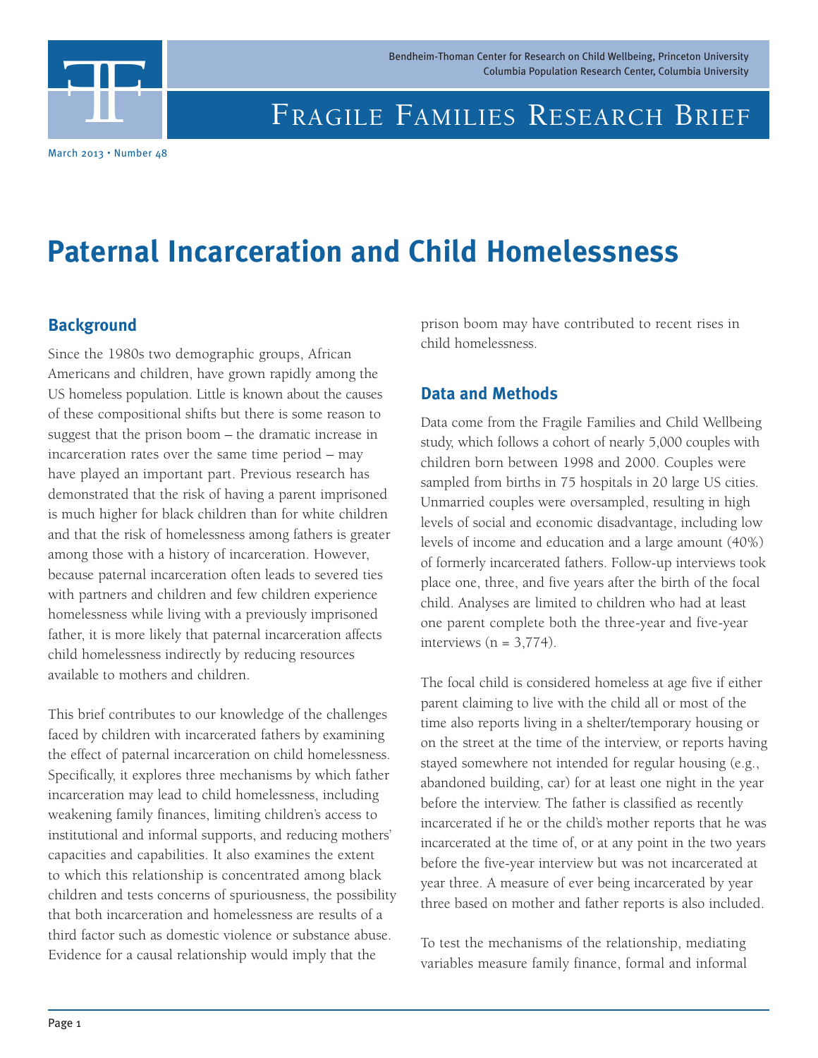Bendheim-Thoman Center for Research on Child Wellbeing, Princeton University
Columbia Population Research Center, Columbia University

# Fragile Families Research Brief

March 2013 • Number 48

# Paternal Incarceration and Child Homelessness

## Background

Since the 1980s two demographic groups, African Americans and children, have grown rapidly among the US homeless population. Little is known about the causes of these compositional shifts but there is some reason to suggest that the prison boom – the dramatic increase in incarceration rates over the same time period – may have played an important part. Previous research has demonstrated that the risk of having a parent imprisoned is much higher for black children than for white children and that the risk of homelessness among fathers is greater among those with a history of incarceration. However, because paternal incarceration often leads to severed ties with partners and children and few children experience homelessness while living with a previously imprisoned father, it is more likely that paternal incarceration affects child homelessness indirectly by reducing resources available to mothers and children.

This brief contributes to our knowledge of the challenges faced by children with incarcerated fathers by examining the effect of paternal incarceration on child homelessness. Specifically, it explores three mechanisms by which father incarceration may lead to child homelessness, including weakening family finances, limiting children's access to institutional and informal supports, and reducing mothers' capacities and capabilities. It also examines the extent to which this relationship is concentrated among black children and tests concerns of spuriousness, the possibility that both incarceration and homelessness are results of a third factor such as domestic violence or substance abuse. Evidence for a causal relationship would imply that the prison boom may have contributed to recent rises in child homelessness.

## Data and Methods

Data come from the Fragile Families and Child Wellbeing study, which follows a cohort of nearly 5,000 couples with children born between 1998 and 2000. Couples were sampled from births in 75 hospitals in 20 large US cities. Unmarried couples were oversampled, resulting in high levels of social and economic disadvantage, including low levels of income and education and a large amount (40%) of formerly incarcerated fathers. Follow-up interviews took place one, three, and five years after the birth of the focal child. Analyses are limited to children who had at least one parent complete both the three-year and five-year interviews (n = 3,774).

The focal child is considered homeless at age five if either parent claiming to live with the child all or most of the time also reports living in a shelter/temporary housing or on the street at the time of the interview, or reports having stayed somewhere not intended for regular housing (e.g., abandoned building, car) for at least one night in the year before the interview. The father is classified as recently incarcerated if he or the child's mother reports that he was incarcerated at the time of, or at any point in the two years before the five-year interview but was not incarcerated at year three. A measure of ever being incarcerated by year three based on mother and father reports is also included.

To test the mechanisms of the relationship, mediating variables measure family finance, formal and informal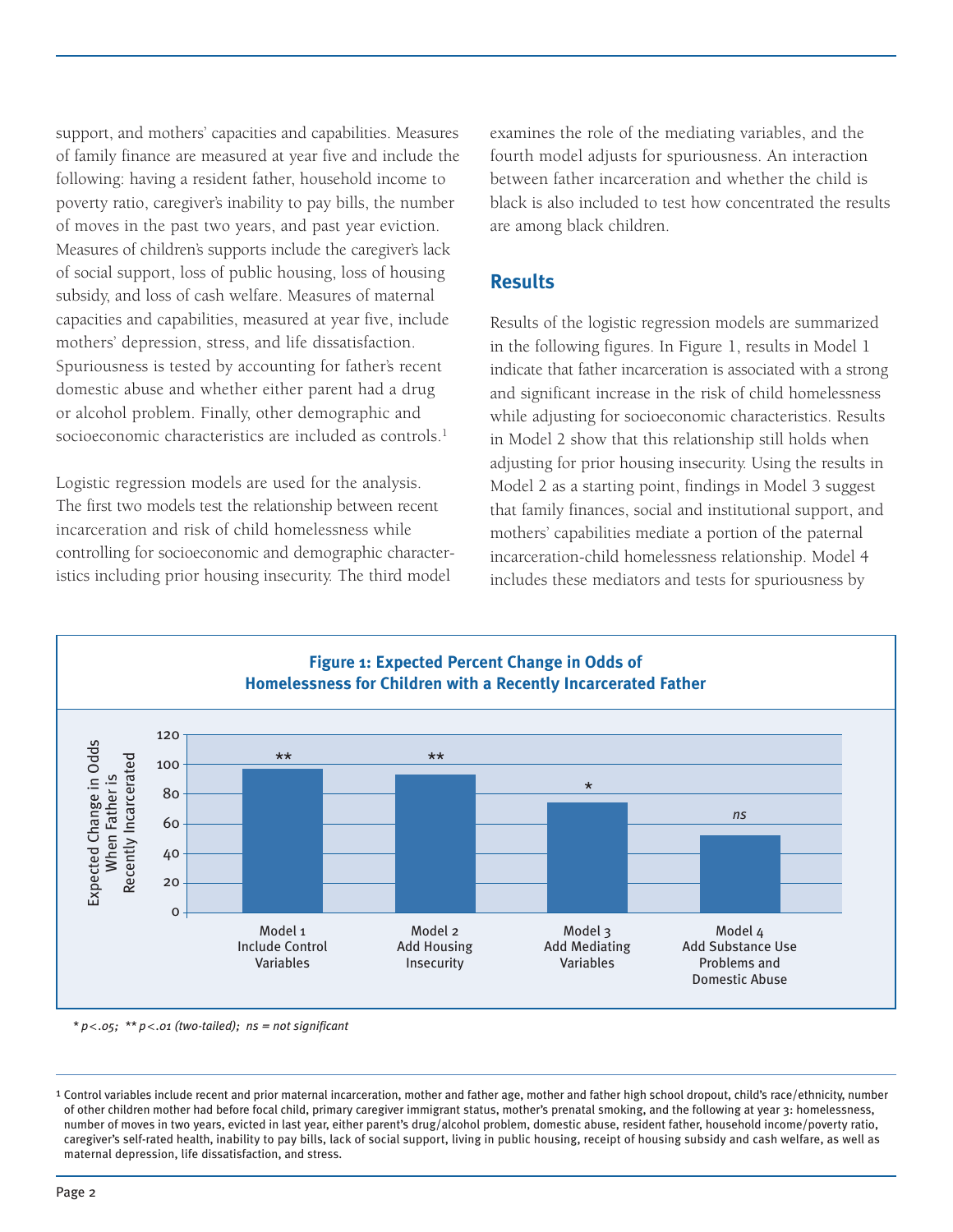support, and mothers' capacities and capabilities. Measures of family finance are measured at year five and include the following: having a resident father, household income to poverty ratio, caregiver's inability to pay bills, the number of moves in the past two years, and past year eviction. Measures of children's supports include the caregiver's lack of social support, loss of public housing, loss of housing subsidy, and loss of cash welfare. Measures of maternal capacities and capabilities, measured at year five, include mothers' depression, stress, and life dissatisfaction. Spuriousness is tested by accounting for father's recent domestic abuse and whether either parent had a drug or alcohol problem. Finally, other demographic and socioeconomic characteristics are included as controls.[1]

Logistic regression models are used for the analysis. The first two models test the relationship between recent incarceration and risk of child homelessness while controlling for socioeconomic and demographic characteristics including prior housing insecurity. The third model examines the role of the mediating variables, and the fourth model adjusts for spuriousness. An interaction between father incarceration and whether the child is black is also included to test how concentrated the results are among black children.

## Results

Results of the logistic regression models are summarized in the following figures. In Figure 1, results in Model 1 indicate that father incarceration is associated with a strong and significant increase in the risk of child homelessness while adjusting for socioeconomic characteristics. Results in Model 2 show that this relationship still holds when adjusting for prior housing insecurity. Using the results in Model 2 as a starting point, findings in Model 3 suggest that family finances, social and institutional support, and mothers' capabilities mediate a portion of the paternal incarceration-child homelessness relationship. Model 4 includes these mediators and tests for spuriousness by

**Figure 1: Expected Percent Change in Odds of Homelessness for Children with a Recently Incarcerated Father**

| Model | Expected Change in Odds When Father is Recently Incarcerated | Significance |
|---|---|---|
| Model 1 Include Control Variables | ~97 | ** |
| Model 2 Add Housing Insecurity | ~93 | ** |
| Model 3 Add Mediating Variables | ~74 | * |
| Model 4 Add Substance Use Problems and Domestic Abuse | ~52 | *ns* |

*\* $p<.05$; \*\* $p<.01$ (two-tailed); ns = not significant*

[1] Control variables include recent and prior maternal incarceration, mother and father age, mother and father high school dropout, child's race/ethnicity, number of other children mother had before focal child, primary caregiver immigrant status, mother's prenatal smoking, and the following at year 3: homelessness, number of moves in two years, evicted in last year, either parent's drug/alcohol problem, domestic abuse, resident father, household income/poverty ratio, caregiver's self-rated health, inability to pay bills, lack of social support, living in public housing, receipt of housing subsidy and cash welfare, as well as maternal depression, life dissatisfaction, and stress.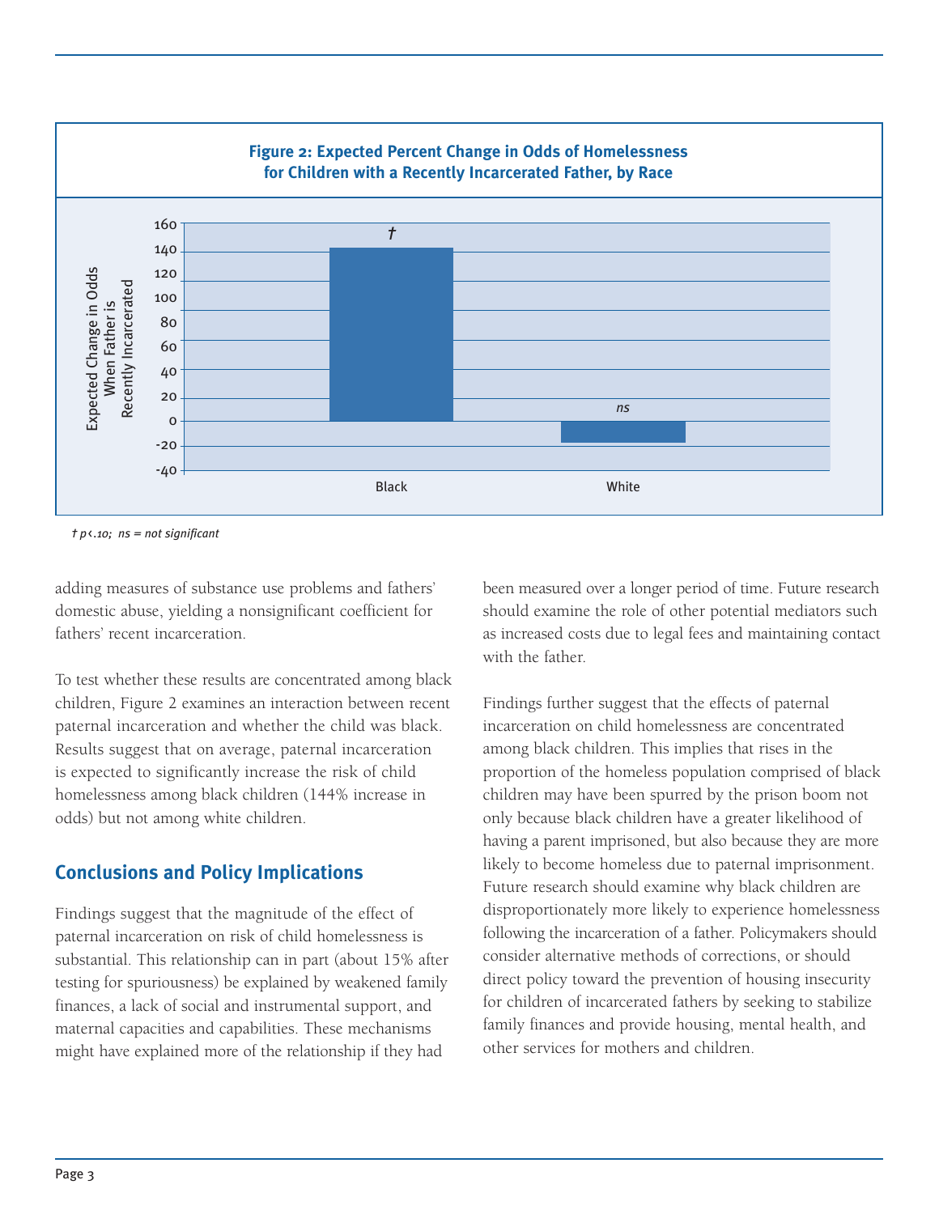**Figure 2: Expected Percent Change in Odds of Homelessness for Children with a Recently Incarcerated Father, by Race**

† $p < .10$; ns = not significant

adding measures of substance use problems and fathers' domestic abuse, yielding a nonsignificant coefficient for fathers' recent incarceration.

To test whether these results are concentrated among black children, Figure 2 examines an interaction between recent paternal incarceration and whether the child was black. Results suggest that on average, paternal incarceration is expected to significantly increase the risk of child homelessness among black children (144% increase in odds) but not among white children.

## Conclusions and Policy Implications

Findings suggest that the magnitude of the effect of paternal incarceration on risk of child homelessness is substantial. This relationship can in part (about 15% after testing for spuriousness) be explained by weakened family finances, a lack of social and instrumental support, and maternal capacities and capabilities. These mechanisms might have explained more of the relationship if they had been measured over a longer period of time. Future research should examine the role of other potential mediators such as increased costs due to legal fees and maintaining contact with the father.

Findings further suggest that the effects of paternal incarceration on child homelessness are concentrated among black children. This implies that rises in the proportion of the homeless population comprised of black children may have been spurred by the prison boom not only because black children have a greater likelihood of having a parent imprisoned, but also because they are more likely to become homeless due to paternal imprisonment. Future research should examine why black children are disproportionately more likely to experience homelessness following the incarceration of a father. Policymakers should consider alternative methods of corrections, or should direct policy toward the prevention of housing insecurity for children of incarcerated fathers by seeking to stabilize family finances and provide housing, mental health, and other services for mothers and children.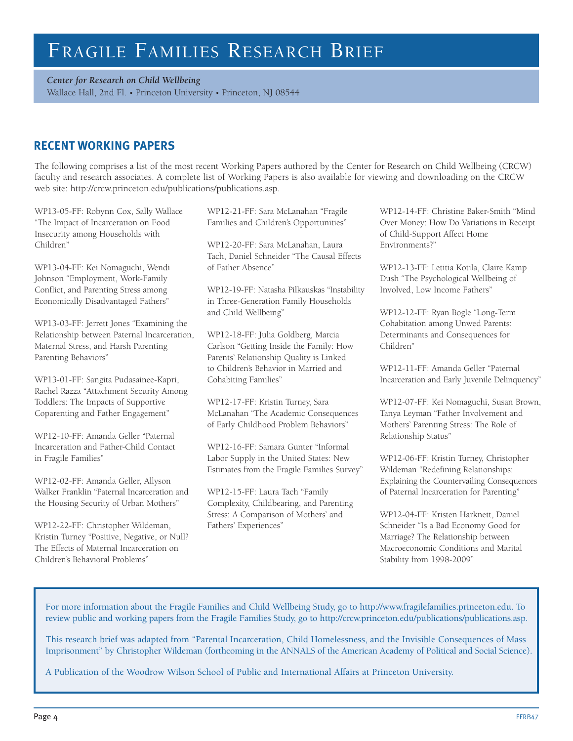# Fragile Families Research Brief

***Center for Research on Child Wellbeing***
Wallace Hall, 2nd Fl. • Princeton University • Princeton, NJ 08544

## RECENT WORKING PAPERS

The following comprises a list of the most recent Working Papers authored by the Center for Research on Child Wellbeing (CRCW) faculty and research associates. A complete list of Working Papers is also available for viewing and downloading on the CRCW web site: http://crcw.princeton.edu/publications/publications.asp.

WP13-05-FF: Robynn Cox, Sally Wallace "The Impact of Incarceration on Food Insecurity among Households with Children"

WP13-04-FF: Kei Nomaguchi, Wendi Johnson "Employment, Work-Family Conflict, and Parenting Stress among Economically Disadvantaged Fathers"

WP13-03-FF: Jerrett Jones "Examining the Relationship between Paternal Incarceration, Maternal Stress, and Harsh Parenting Parenting Behaviors"

WP13-01-FF: Sangita Pudasainee-Kapri, Rachel Razza "Attachment Security Among Toddlers: The Impacts of Supportive Coparenting and Father Engagement"

WP12-10-FF: Amanda Geller "Paternal Incarceration and Father-Child Contact in Fragile Families"

WP12-02-FF: Amanda Geller, Allyson Walker Franklin "Paternal Incarceration and the Housing Security of Urban Mothers"

WP12-22-FF: Christopher Wildeman, Kristin Turney "Positive, Negative, or Null? The Effects of Maternal Incarceration on Children's Behavioral Problems"

WP12-21-FF: Sara McLanahan "Fragile Families and Children's Opportunities"

WP12-20-FF: Sara McLanahan, Laura Tach, Daniel Schneider "The Causal Effects of Father Absence"

WP12-19-FF: Natasha Pilkauskas "Instability in Three-Generation Family Households and Child Wellbeing"

WP12-18-FF: Julia Goldberg, Marcia Carlson "Getting Inside the Family: How Parents' Relationship Quality is Linked to Children's Behavior in Married and Cohabiting Families"

WP12-17-FF: Kristin Turney, Sara McLanahan "The Academic Consequences of Early Childhood Problem Behaviors"

WP12-16-FF: Samara Gunter "Informal Labor Supply in the United States: New Estimates from the Fragile Families Survey"

WP12-15-FF: Laura Tach "Family Complexity, Childbearing, and Parenting Stress: A Comparison of Mothers' and Fathers' Experiences"

WP12-14-FF: Christine Baker-Smith "Mind Over Money: How Do Variations in Receipt of Child-Support Affect Home Environments?"

WP12-13-FF: Letitia Kotila, Claire Kamp Dush "The Psychological Wellbeing of Involved, Low Income Fathers"

WP12-12-FF: Ryan Bogle "Long-Term Cohabitation among Unwed Parents: Determinants and Consequences for Children"

WP12-11-FF: Amanda Geller "Paternal Incarceration and Early Juvenile Delinquency"

WP12-07-FF: Kei Nomaguchi, Susan Brown, Tanya Leyman "Father Involvement and Mothers' Parenting Stress: The Role of Relationship Status"

WP12-06-FF: Kristin Turney, Christopher Wildeman "Redefining Relationships: Explaining the Countervailing Consequences of Paternal Incarceration for Parenting"

WP12-04-FF: Kristen Harknett, Daniel Schneider "Is a Bad Economy Good for Marriage? The Relationship between Macroeconomic Conditions and Marital Stability from 1998-2009"

For more information about the Fragile Families and Child Wellbeing Study, go to http://www.fragilefamilies.princeton.edu. To review public and working papers from the Fragile Families Study, go to http://crcw.princeton.edu/publications/publications.asp.

This research brief was adapted from "Parental Incarceration, Child Homelessness, and the Invisible Consequences of Mass Imprisonment" by Christopher Wildeman (forthcoming in the ANNALS of the American Academy of Political and Social Science).

A Publication of the Woodrow Wilson School of Public and International Affairs at Princeton University.